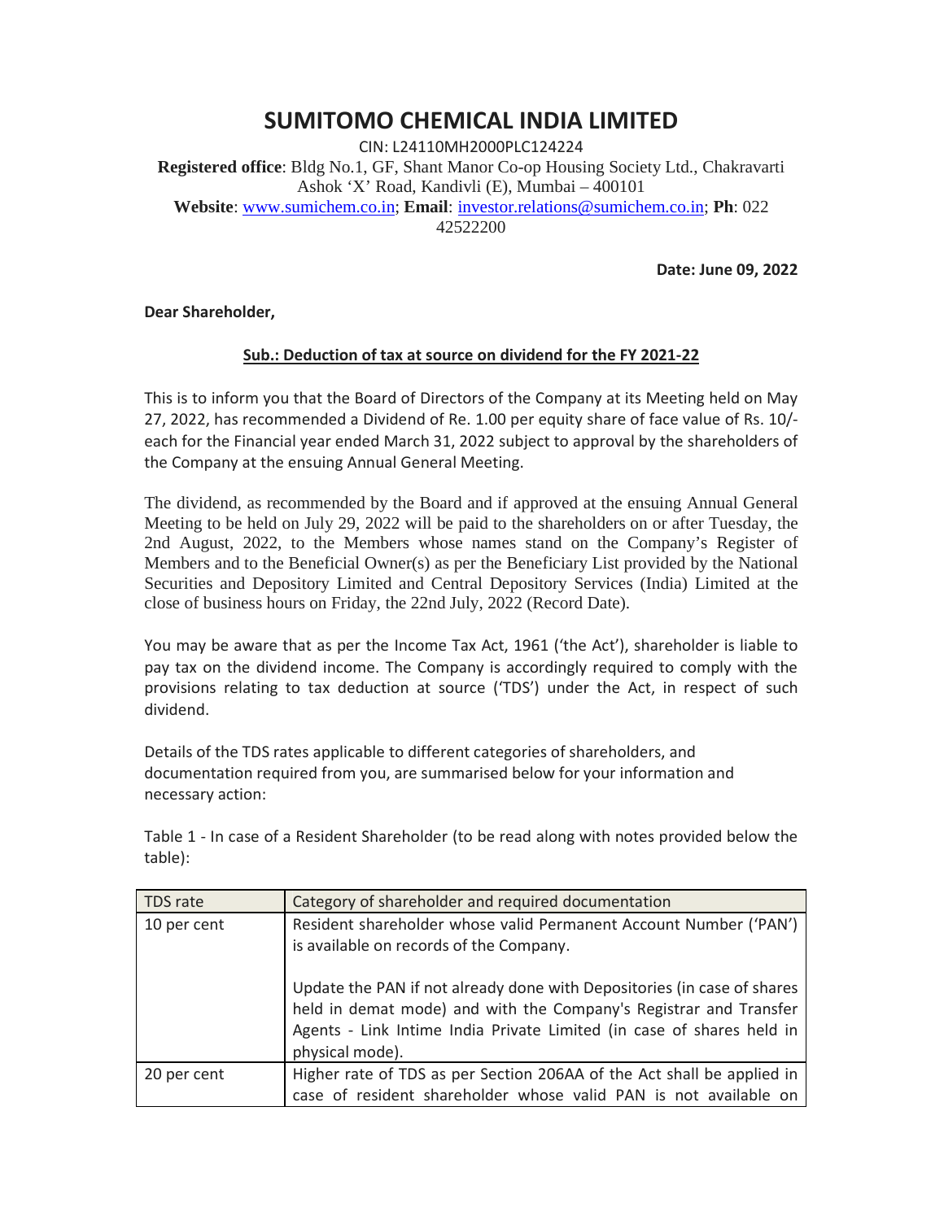# SUMITOMO CHEMICAL INDIA LIMITED

CIN: L24110MH2000PLC124224

**Registered office**: Bldg No.1, GF, Shant Manor Co-op Housing Society Ltd., Chakravarti Ashok 'X' Road, Kandivli (E), Mumbai – 400101

**Website**: www.sumichem.co.in; **Email**: investor.relations@sumichem.co.in; **Ph**: 022 42522200

**Date: June 09, 2022**

**Dear Shareholder,**

**Sub.: Deduction of tax at source on dividend for the FY 2021-22**

This is to inform you that the Board of Directors of the Company at its Meeting held on May 27, 2022, has recommended a Dividend of Re. 1.00 per equity share of face value of Rs. 10/- each for the Financial year ended March 31, 2022 subject to approval by the shareholders of the Company at the ensuing Annual General Meeting.

The dividend, as recommended by the Board and if approved at the ensuing Annual General Meeting to be held on July 29, 2022 will be paid to the shareholders on or after Tuesday, the 2nd August, 2022, to the Members whose names stand on the Company's Register of Members and to the Beneficial Owner(s) as per the Beneficiary List provided by the National Securities and Depository Limited and Central Depository Services (India) Limited at the close of business hours on Friday, the 22nd July, 2022 (Record Date).

You may be aware that as per the Income Tax Act, 1961 ('the Act'), shareholder is liable to pay tax on the dividend income. The Company is accordingly required to comply with the provisions relating to tax deduction at source ('TDS') under the Act, in respect of such dividend.

Details of the TDS rates applicable to different categories of shareholders, and documentation required from you, are summarised below for your information and necessary action:

Table 1 - In case of a Resident Shareholder (to be read along with notes provided below the table):

| TDS rate | Category of shareholder and required documentation |
| --- | --- |
| 10 per cent | Resident shareholder whose valid Permanent Account Number ('PAN') is available on records of the Company.<br><br>Update the PAN if not already done with Depositories (in case of shares held in demat mode) and with the Company's Registrar and Transfer Agents - Link Intime India Private Limited (in case of shares held in physical mode). |
| 20 per cent | Higher rate of TDS as per Section 206AA of the Act shall be applied in case of resident shareholder whose valid PAN is not available on |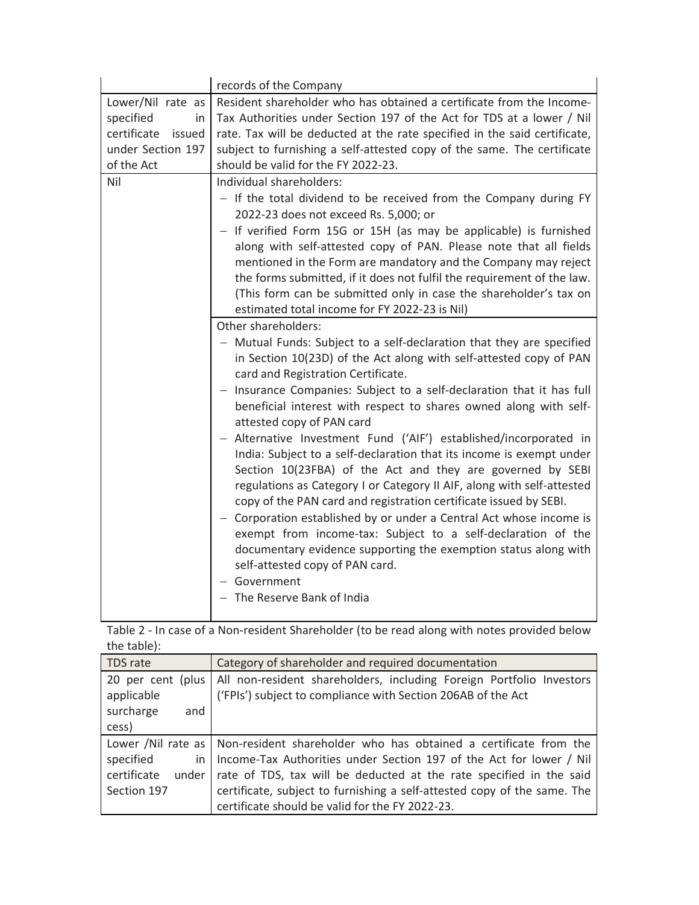| | |
|---|---|
| | records of the Company |
| Lower/Nil rate as specified in certificate issued under Section 197 of the Act | Resident shareholder who has obtained a certificate from the Income-Tax Authorities under Section 197 of the Act for TDS at a lower / Nil rate. Tax will be deducted at the rate specified in the said certificate, subject to furnishing a self-attested copy of the same. The certificate should be valid for the FY 2022-23. |
| Nil | Individual shareholders:<br>– If the total dividend to be received from the Company during FY 2022-23 does not exceed Rs. 5,000; or<br>– If verified Form 15G or 15H (as may be applicable) is furnished along with self-attested copy of PAN. Please note that all fields mentioned in the Form are mandatory and the Company may reject the forms submitted, if it does not fulfil the requirement of the law. (This form can be submitted only in case the shareholder's tax on estimated total income for FY 2022-23 is Nil) |
| | Other shareholders:<br>– Mutual Funds: Subject to a self-declaration that they are specified in Section 10(23D) of the Act along with self-attested copy of PAN card and Registration Certificate.<br>– Insurance Companies: Subject to a self-declaration that it has full beneficial interest with respect to shares owned along with self-attested copy of PAN card<br>– Alternative Investment Fund ('AIF') established/incorporated in India: Subject to a self-declaration that its income is exempt under Section 10(23FBA) of the Act and they are governed by SEBI regulations as Category I or Category II AIF, along with self-attested copy of the PAN card and registration certificate issued by SEBI.<br>– Corporation established by or under a Central Act whose income is exempt from income-tax: Subject to a self-declaration of the documentary evidence supporting the exemption status along with self-attested copy of PAN card.<br>– Government<br>– The Reserve Bank of India |

Table 2 - In case of a Non-resident Shareholder (to be read along with notes provided below the table):

| TDS rate | Category of shareholder and required documentation |
|---|---|
| 20 per cent (plus applicable surcharge and cess) | All non-resident shareholders, including Foreign Portfolio Investors ('FPIs') subject to compliance with Section 206AB of the Act |
| Lower /Nil rate as specified in certificate under Section 197 | Non-resident shareholder who has obtained a certificate from the Income-Tax Authorities under Section 197 of the Act for lower / Nil rate of TDS, tax will be deducted at the rate specified in the said certificate, subject to furnishing a self-attested copy of the same. The certificate should be valid for the FY 2022-23. |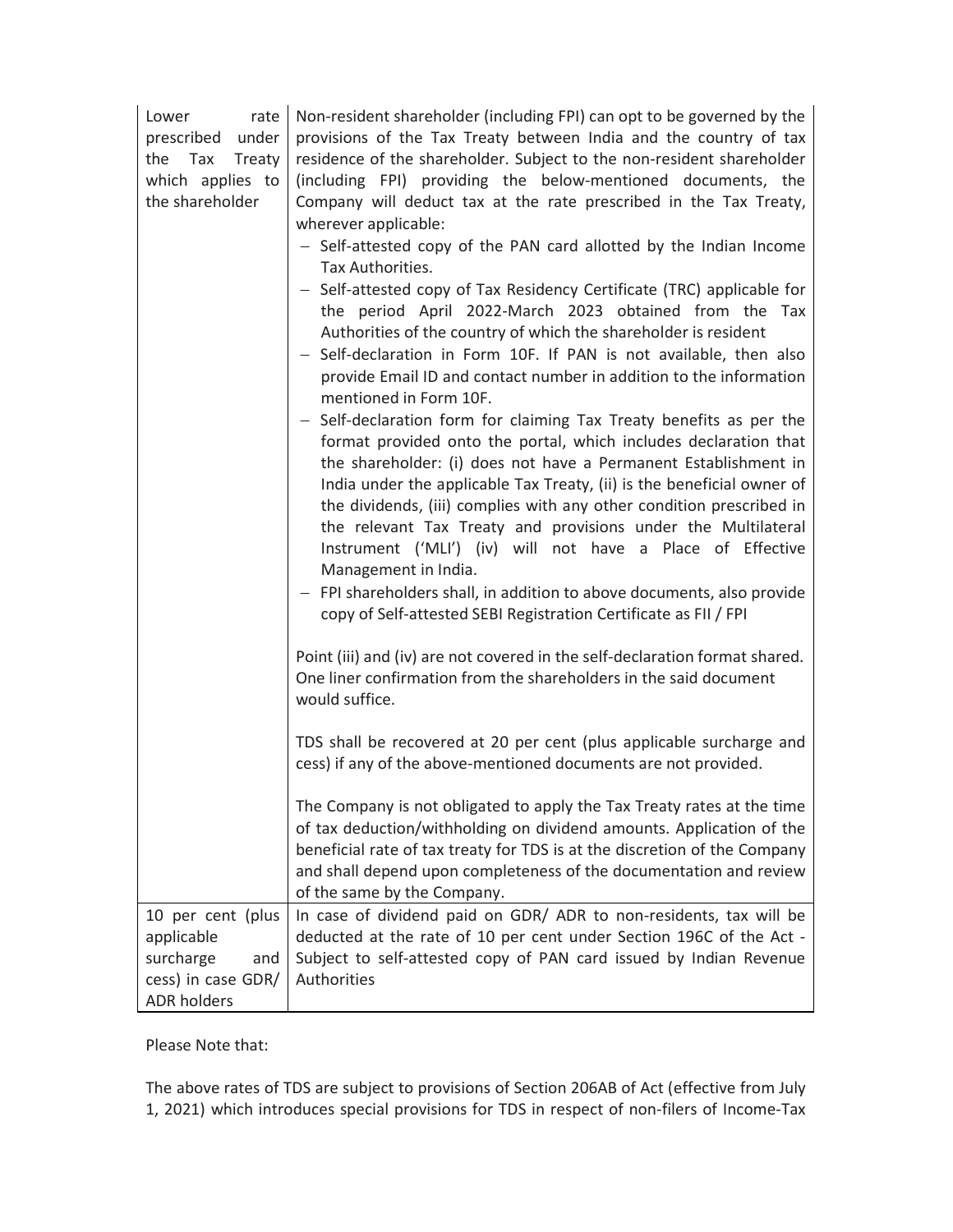| | |
|---|---|
| Lower rate prescribed under the Tax Treaty which applies to the shareholder | Non-resident shareholder (including FPI) can opt to be governed by the provisions of the Tax Treaty between India and the country of tax residence of the shareholder. Subject to the non-resident shareholder (including FPI) providing the below-mentioned documents, the Company will deduct tax at the rate prescribed in the Tax Treaty, wherever applicable:<br>– Self-attested copy of the PAN card allotted by the Indian Income Tax Authorities.<br>– Self-attested copy of Tax Residency Certificate (TRC) applicable for the period April 2022-March 2023 obtained from the Tax Authorities of the country of which the shareholder is resident<br>– Self-declaration in Form 10F. If PAN is not available, then also provide Email ID and contact number in addition to the information mentioned in Form 10F.<br>– Self-declaration form for claiming Tax Treaty benefits as per the format provided onto the portal, which includes declaration that the shareholder: (i) does not have a Permanent Establishment in India under the applicable Tax Treaty, (ii) is the beneficial owner of the dividends, (iii) complies with any other condition prescribed in the relevant Tax Treaty and provisions under the Multilateral Instrument ('MLI') (iv) will not have a Place of Effective Management in India.<br>– FPI shareholders shall, in addition to above documents, also provide copy of Self-attested SEBI Registration Certificate as FII / FPI<br><br>Point (iii) and (iv) are not covered in the self-declaration format shared. One liner confirmation from the shareholders in the said document would suffice.<br><br>TDS shall be recovered at 20 per cent (plus applicable surcharge and cess) if any of the above-mentioned documents are not provided.<br><br>The Company is not obligated to apply the Tax Treaty rates at the time of tax deduction/withholding on dividend amounts. Application of the beneficial rate of tax treaty for TDS is at the discretion of the Company and shall depend upon completeness of the documentation and review of the same by the Company. |
| 10 per cent (plus applicable surcharge and cess) in case GDR/ ADR holders | In case of dividend paid on GDR/ ADR to non-residents, tax will be deducted at the rate of 10 per cent under Section 196C of the Act - Subject to self-attested copy of PAN card issued by Indian Revenue Authorities |

Please Note that:

The above rates of TDS are subject to provisions of Section 206AB of Act (effective from July 1, 2021) which introduces special provisions for TDS in respect of non-filers of Income-Tax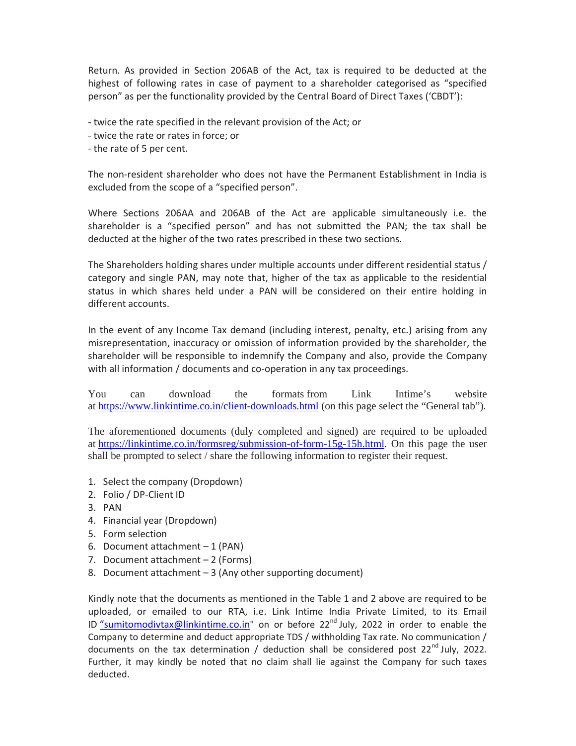Return. As provided in Section 206AB of the Act, tax is required to be deducted at the highest of following rates in case of payment to a shareholder categorised as "specified person" as per the functionality provided by the Central Board of Direct Taxes ('CBDT'):

- twice the rate specified in the relevant provision of the Act; or
- twice the rate or rates in force; or
- the rate of 5 per cent.

The non-resident shareholder who does not have the Permanent Establishment in India is excluded from the scope of a "specified person".

Where Sections 206AA and 206AB of the Act are applicable simultaneously i.e. the shareholder is a "specified person" and has not submitted the PAN; the tax shall be deducted at the higher of the two rates prescribed in these two sections.

The Shareholders holding shares under multiple accounts under different residential status / category and single PAN, may note that, higher of the tax as applicable to the residential status in which shares held under a PAN will be considered on their entire holding in different accounts.

In the event of any Income Tax demand (including interest, penalty, etc.) arising from any misrepresentation, inaccuracy or omission of information provided by the shareholder, the shareholder will be responsible to indemnify the Company and also, provide the Company with all information / documents and co-operation in any tax proceedings.

You can download the formats from Link Intime's website at https://www.linkintime.co.in/client-downloads.html (on this page select the "General tab").

The aforementioned documents (duly completed and signed) are required to be uploaded at https://linkintime.co.in/formsreg/submission-of-form-15g-15h.html. On this page the user shall be prompted to select / share the following information to register their request.

1. Select the company (Dropdown)
2. Folio / DP-Client ID
3. PAN
4. Financial year (Dropdown)
5. Form selection
6. Document attachment – 1 (PAN)
7. Document attachment – 2 (Forms)
8. Document attachment – 3 (Any other supporting document)

Kindly note that the documents as mentioned in the Table 1 and 2 above are required to be uploaded, or emailed to our RTA, i.e. Link Intime India Private Limited, to its Email ID "sumitomodivtax@linkintime.co.in" on or before 22nd July, 2022 in order to enable the Company to determine and deduct appropriate TDS / withholding Tax rate. No communication / documents on the tax determination / deduction shall be considered post 22nd July, 2022. Further, it may kindly be noted that no claim shall lie against the Company for such taxes deducted.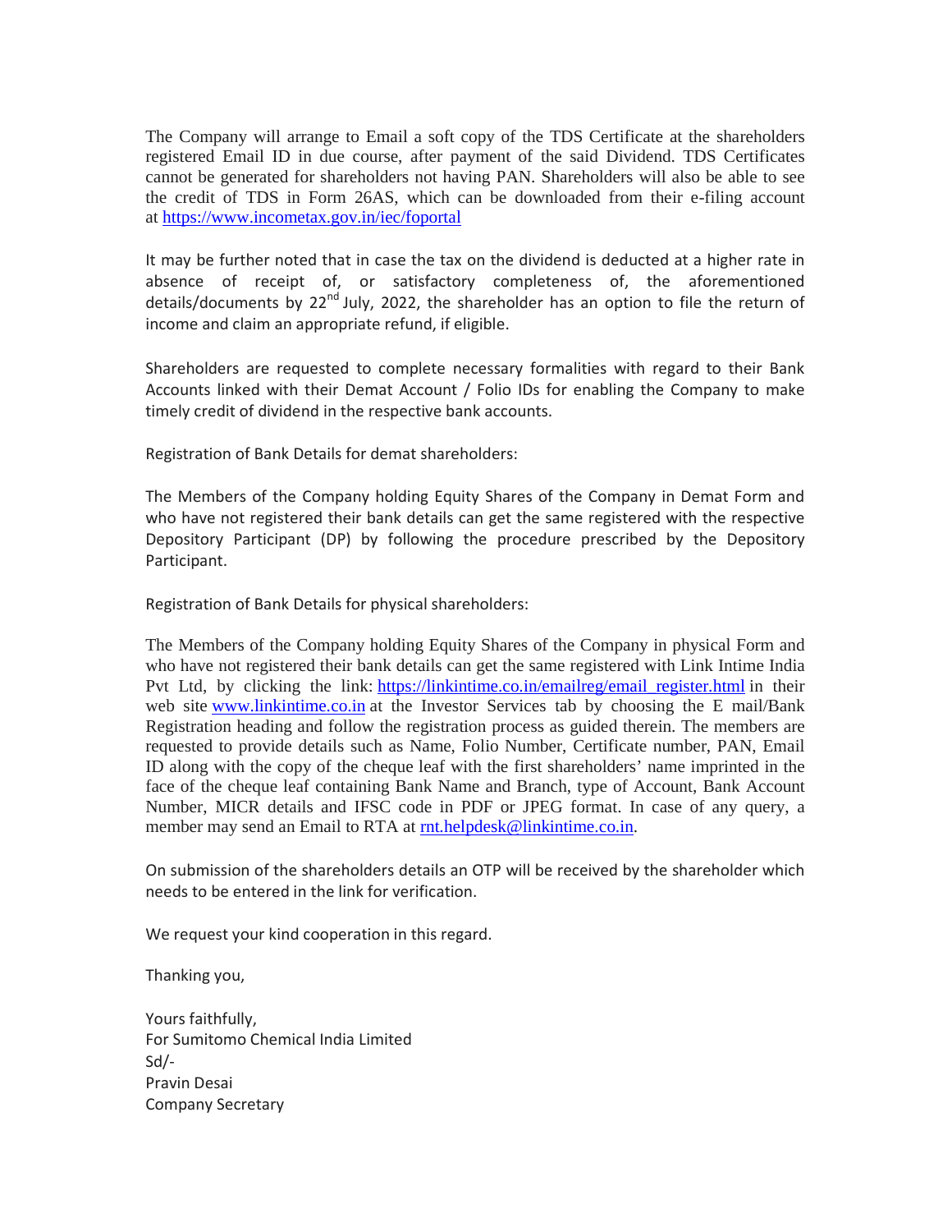The Company will arrange to Email a soft copy of the TDS Certificate at the shareholders registered Email ID in due course, after payment of the said Dividend. TDS Certificates cannot be generated for shareholders not having PAN. Shareholders will also be able to see the credit of TDS in Form 26AS, which can be downloaded from their e-filing account at https://www.incometax.gov.in/iec/foportal

It may be further noted that in case the tax on the dividend is deducted at a higher rate in absence of receipt of, or satisfactory completeness of, the aforementioned details/documents by 22nd July, 2022, the shareholder has an option to file the return of income and claim an appropriate refund, if eligible.

Shareholders are requested to complete necessary formalities with regard to their Bank Accounts linked with their Demat Account / Folio IDs for enabling the Company to make timely credit of dividend in the respective bank accounts.

Registration of Bank Details for demat shareholders:

The Members of the Company holding Equity Shares of the Company in Demat Form and who have not registered their bank details can get the same registered with the respective Depository Participant (DP) by following the procedure prescribed by the Depository Participant.

Registration of Bank Details for physical shareholders:

The Members of the Company holding Equity Shares of the Company in physical Form and who have not registered their bank details can get the same registered with Link Intime India Pvt Ltd, by clicking the link: https://linkintime.co.in/emailreg/email_register.html in their web site www.linkintime.co.in at the Investor Services tab by choosing the E mail/Bank Registration heading and follow the registration process as guided therein. The members are requested to provide details such as Name, Folio Number, Certificate number, PAN, Email ID along with the copy of the cheque leaf with the first shareholders' name imprinted in the face of the cheque leaf containing Bank Name and Branch, type of Account, Bank Account Number, MICR details and IFSC code in PDF or JPEG format. In case of any query, a member may send an Email to RTA at rnt.helpdesk@linkintime.co.in.

On submission of the shareholders details an OTP will be received by the shareholder which needs to be entered in the link for verification.

We request your kind cooperation in this regard.

Thanking you,

Yours faithfully,
For Sumitomo Chemical India Limited
Sd/-
Pravin Desai
Company Secretary